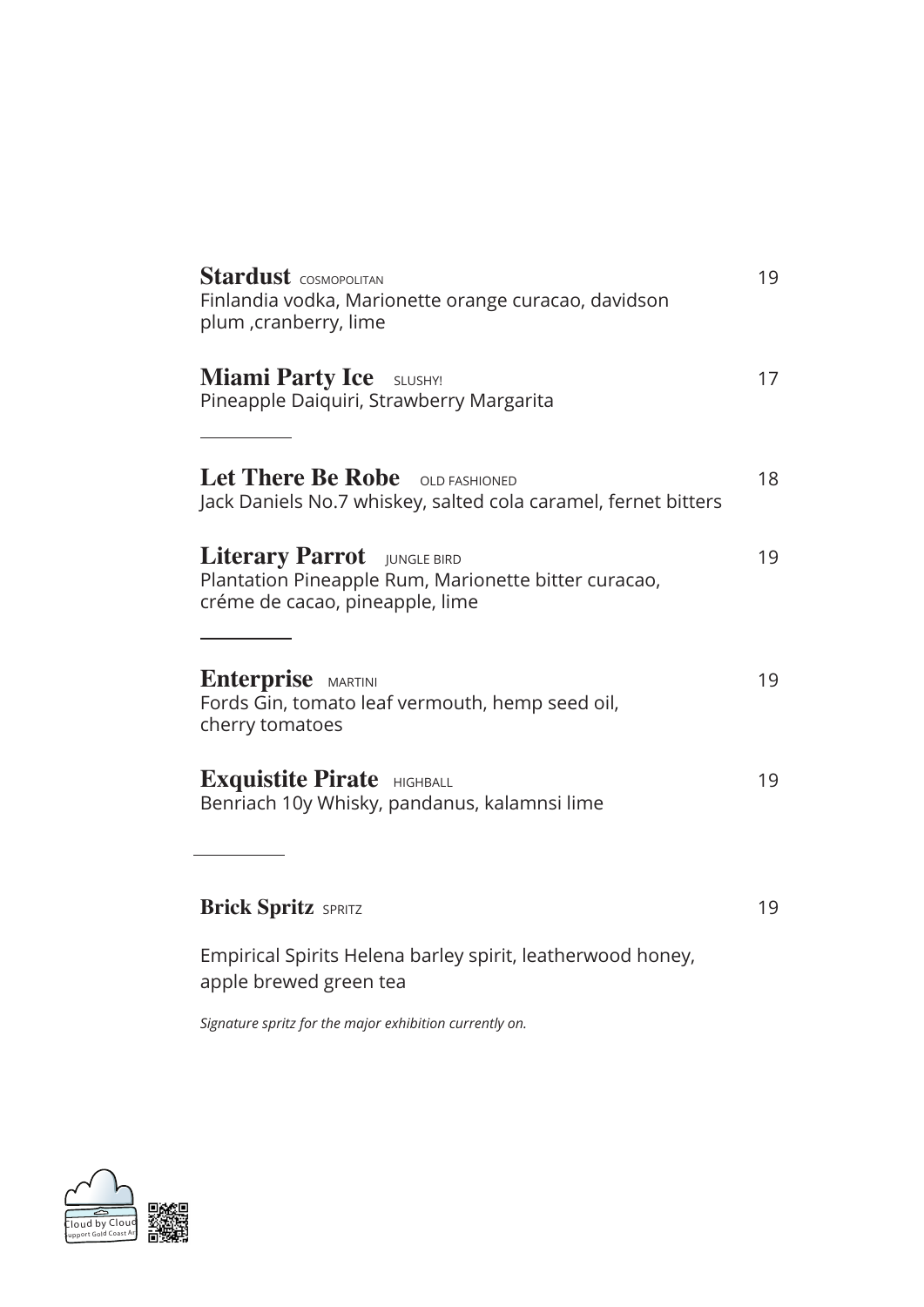**Stardust** COSMOPOLITAN — 19
Finlandia vodka, Marionette orange curacao, davidson plum ,cranberry, lime

**Miami Party Ice** SLUSHY! — 17
Pineapple Daiquiri, Strawberry Margarita

---

**Let There Be Robe** OLD FASHIONED — 18
Jack Daniels No.7 whiskey, salted cola caramel, fernet bitters

**Literary Parrot** JUNGLE BIRD — 19
Plantation Pineapple Rum, Marionette bitter curacao, créme de cacao, pineapple, lime

---

**Enterprise** MARTINI — 19
Fords Gin, tomato leaf vermouth, hemp seed oil, cherry tomatoes

**Exquistite Pirate** HIGHBALL — 19
Benriach 10y Whisky, pandanus, kalamnsi lime

---

**Brick Spritz** SPRITZ — 19

Empirical Spirits Helena barley spirit, leatherwood honey, apple brewed green tea

*Signature spritz for the major exhibition currently on.*

Cloud by Cloud
Support Gold Coast Ar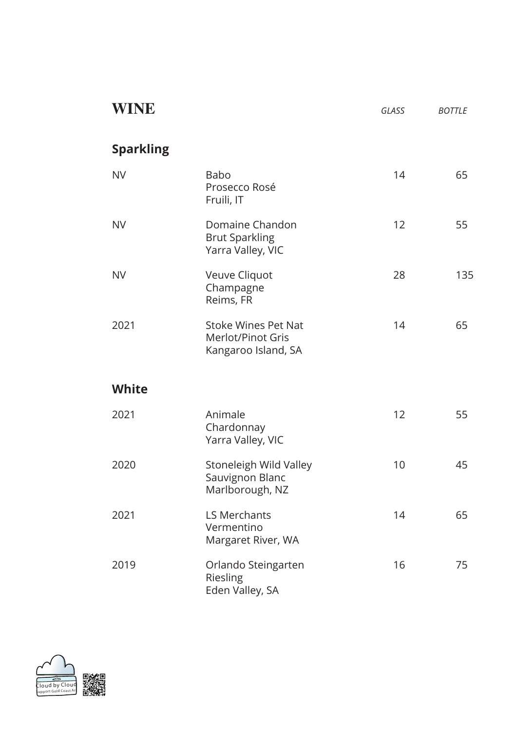# WINE

| | | GLASS | BOTTLE |
|---|---|---|---|

## Sparkling

| | | | |
|---|---|---|---|
| NV | Babo<br>Prosecco Rosé<br>Fruili, IT | 14 | 65 |
| NV | Domaine Chandon<br>Brut Sparkling<br>Yarra Valley, VIC | 12 | 55 |
| NV | Veuve Cliquot<br>Champagne<br>Reims, FR | 28 | 135 |
| 2021 | Stoke Wines Pet Nat<br>Merlot/Pinot Gris<br>Kangaroo Island, SA | 14 | 65 |

## White

| | | | |
|---|---|---|---|
| 2021 | Animale<br>Chardonnay<br>Yarra Valley, VIC | 12 | 55 |
| 2020 | Stoneleigh Wild Valley<br>Sauvignon Blanc<br>Marlborough, NZ | 10 | 45 |
| 2021 | LS Merchants<br>Vermentino<br>Margaret River, WA | 14 | 65 |
| 2019 | Orlando Steingarten<br>Riesling<br>Eden Valley, SA | 16 | 75 |

Cloud by Cloud
Support Gold Coast Ar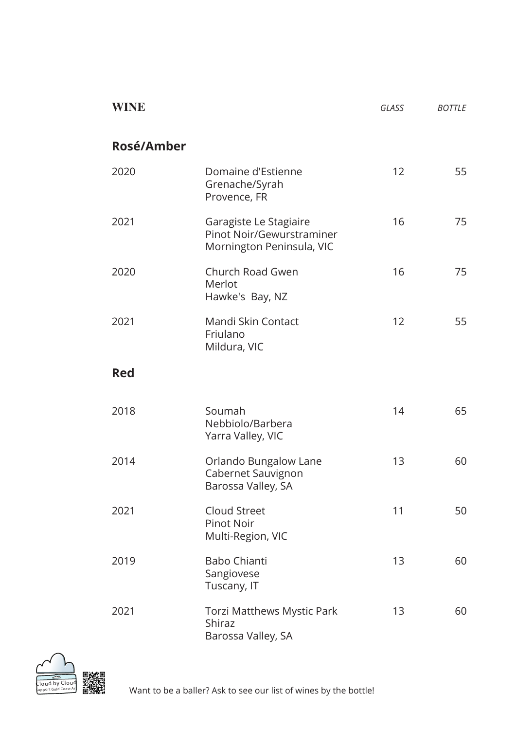# WINE

| | | GLASS | BOTTLE |
|---|---|---|---|

## Rosé/Amber

| | | | |
|---|---|---|---|
| 2020 | Domaine d'Estienne<br>Grenache/Syrah<br>Provence, FR | 12 | 55 |
| 2021 | Garagiste Le Stagiaire<br>Pinot Noir/Gewurstraminer<br>Mornington Peninsula, VIC | 16 | 75 |
| 2020 | Church Road Gwen<br>Merlot<br>Hawke's Bay, NZ | 16 | 75 |
| 2021 | Mandi Skin Contact<br>Friulano<br>Mildura, VIC | 12 | 55 |

## Red

| | | | |
|---|---|---|---|
| 2018 | Soumah<br>Nebbiolo/Barbera<br>Yarra Valley, VIC | 14 | 65 |
| 2014 | Orlando Bungalow Lane<br>Cabernet Sauvignon<br>Barossa Valley, SA | 13 | 60 |
| 2021 | Cloud Street<br>Pinot Noir<br>Multi-Region, VIC | 11 | 50 |
| 2019 | Babo Chianti<br>Sangiovese<br>Tuscany, IT | 13 | 60 |
| 2021 | Torzi Matthews Mystic Park<br>Shiraz<br>Barossa Valley, SA | 13 | 60 |

Cloud by Cloud
Support Gold Coast Ar

Want to be a baller? Ask to see our list of wines by the bottle!